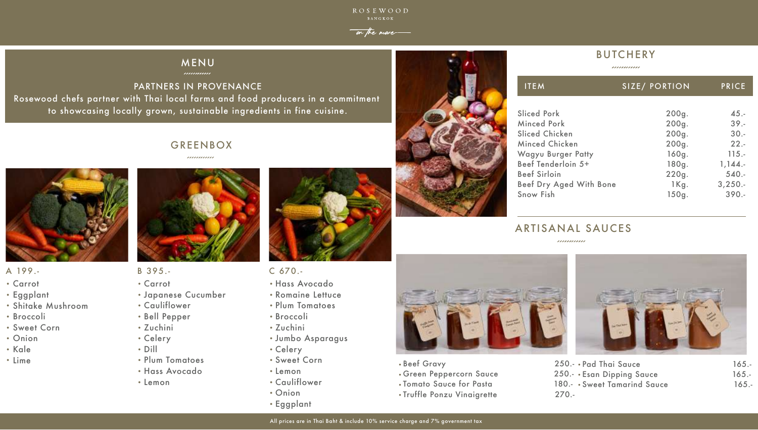ROSEWOOD
BANGKOK
*on the move*

# MENU

## PARTNERS IN PROVENANCE

Rosewood chefs partner with Thai local farms and food producers in a commitment to showcasing locally grown, sustainable ingredients in fine cuisine.

## GREENBOX

### A 199.-

- Carrot
- Eggplant
- Shitake Mushroom
- Broccoli
- Sweet Corn
- Onion
- Kale
- Lime

### B 395.-

- Carrot
- Japanese Cucumber
- Cauliflower
- Bell Pepper
- Zuchini
- Celery
- Dill
- Plum Tomatoes
- Hass Avocado
- Lemon

### C 670.-

- Hass Avocado
- Romaine Lettuce
- Plum Tomatoes
- Broccoli
- Zuchini
- Jumbo Asparagus
- Celery
- Sweet Corn
- Lemon
- Cauliflower
- Onion
- Eggplant

## BUTCHERY

| ITEM | SIZE/ PORTION | PRICE |
| --- | --- | --- |
| Sliced Pork | 200g. | 45.- |
| Minced Pork | 200g. | 39.- |
| Sliced Chicken | 200g. | 30.- |
| Minced Chicken | 200g. | 22.- |
| Wagyu Burger Patty | 160g. | 115.- |
| Beef Tenderloin 5+ | 180g. | 1,144.- |
| Beef Sirloin | 220g. | 540.- |
| Beef Dry Aged With Bone | 1Kg. | 3,250.- |
| Snow Fish | 150g. | 390.- |

## ARTISANAL SAUCES

- Beef Gravy 250.-
- Green Peppercorn Sauce 250.-
- Tomato Sauce for Pasta 180.-
- Truffle Ponzu Vinaigrette 270.-
- Pad Thai Sauce 165.-
- Esan Dipping Sauce 165.-
- Sweet Tamarind Sauce 165.-

All prices are in Thai Baht & include 10% service charge and 7% government tax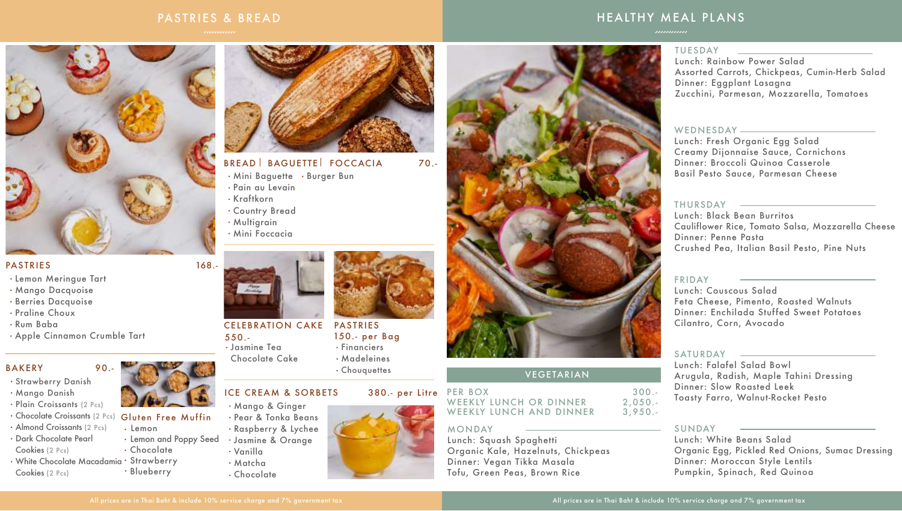# PASTRIES & BREAD

## PASTRIES — 168.-

- Lemon Meringue Tart
- Mango Dacquoise
- Berries Dacquoise
- Praline Choux
- Rum Baba
- Apple Cinnamon Crumble Tart

## BAKERY — 90.-

- Strawberry Danish
- Mango Danish
- Plain Croissants (2 Pcs)
- Chocolate Croissants (2 Pcs)
- Almond Croissants (2 Pcs)
- Dark Chocolate Pearl Cookies (2 Pcs)
- White Chocolate Macadamia Cookies (2 Pcs)

### Gluten Free Muffin

- Lemon
- Lemon and Poppy Seed
- Chocolate
- Strawberry
- Blueberry

## BREAD | BAGUETTE | FOCCACIA — 70.-

- Mini Baguette
- Burger Bun
- Pain au Levain
- Kraftkorn
- Country Bread
- Multigrain
- Mini Foccacia

## CELEBRATION CAKE — 550.-

- Jasmine Tea Chocolate Cake

## PASTRIES — 150.- per Bag

- Financiers
- Madeleines
- Chouquettes

## ICE CREAM & SORBETS — 380.- per Litre

- Mango & Ginger
- Pear & Tonka Beans
- Raspberry & Lychee
- Jasmine & Orange
- Vanilla
- Matcha
- Chocolate

All prices are in Thai Baht & include 10% service charge and 7% government tax

# HEALTHY MEAL PLANS

## VEGETARIAN

| | |
|---|---|
| PER BOX | 300.- |
| WEEKLY LUNCH OR DINNER | 2,050.- |
| WEEKLY LUNCH AND DINNER | 3,950.- |

### MONDAY

Lunch: Squash Spaghetti
Organic Kale, Hazelnuts, Chickpeas
Dinner: Vegan Tikka Masala
Tofu, Green Peas, Brown Rice

### TUESDAY

Lunch: Rainbow Power Salad
Assorted Carrots, Chickpeas, Cumin-Herb Salad
Dinner: Eggplant Lasagna
Zucchini, Parmesan, Mozzarella, Tomatoes

### WEDNESDAY

Lunch: Fresh Organic Egg Salad
Creamy Dijonnaise Sauce, Cornichons
Dinner: Broccoli Quinoa Casserole
Basil Pesto Sauce, Parmesan Cheese

### THURSDAY

Lunch: Black Bean Burritos
Cauliflower Rice, Tomato Salsa, Mozzarella Cheese
Dinner: Penne Pasta
Crushed Pea, Italian Basil Pesto, Pine Nuts

### FRIDAY

Lunch: Couscous Salad
Feta Cheese, Pimento, Roasted Walnuts
Dinner: Enchilada Stuffed Sweet Potatoes
Cilantro, Corn, Avocado

### SATURDAY

Lunch: Falafel Salad Bowl
Arugula, Radish, Maple Tahini Dressing
Dinner: Slow Roasted Leek
Toasty Farro, Walnut-Rocket Pesto

### SUNDAY

Lunch: White Beans Salad
Organic Egg, Pickled Red Onions, Sumac Dressing
Dinner: Moroccan Style Lentils
Pumpkin, Spinach, Red Quinoa

All prices are in Thai Baht & include 10% service charge and 7% government tax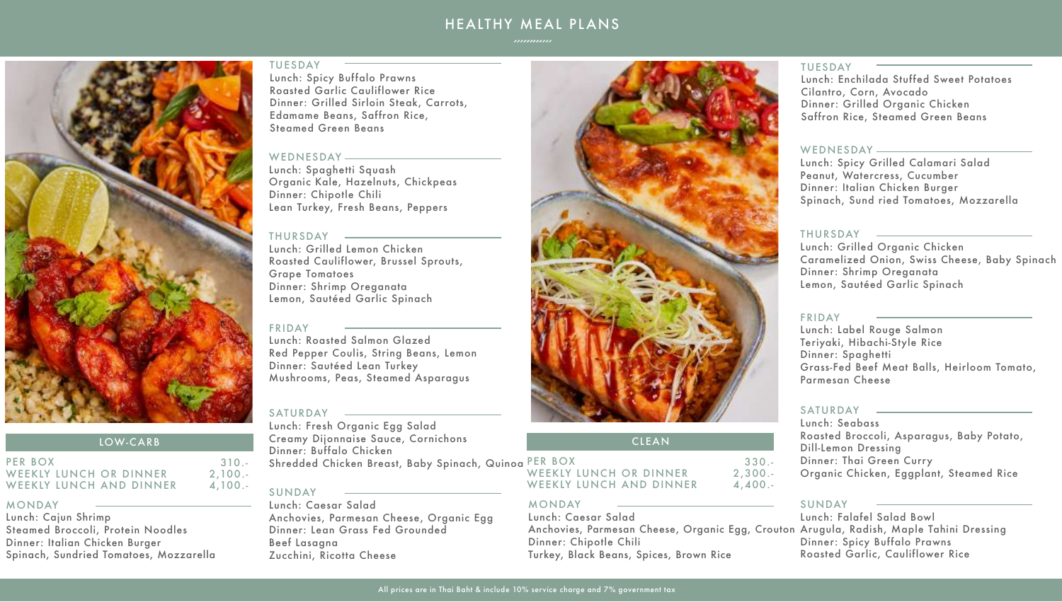# HEALTHY MEAL PLANS

## LOW-CARB

| | |
|---|---|
| PER BOX | 310.- |
| WEEKLY LUNCH OR DINNER | 2,100.- |
| WEEKLY LUNCH AND DINNER | 4,100.- |

### MONDAY
Lunch: Cajun Shrimp
Steamed Broccoli, Protein Noodles
Dinner: Italian Chicken Burger
Spinach, Sundried Tomatoes, Mozzarella

### TUESDAY
Lunch: Spicy Buffalo Prawns
Roasted Garlic Cauliflower Rice
Dinner: Grilled Sirloin Steak, Carrots, Edamame Beans, Saffron Rice, Steamed Green Beans

### WEDNESDAY
Lunch: Spaghetti Squash
Organic Kale, Hazelnuts, Chickpeas
Dinner: Chipotle Chili
Lean Turkey, Fresh Beans, Peppers

### THURSDAY
Lunch: Grilled Lemon Chicken
Roasted Cauliflower, Brussel Sprouts, Grape Tomatoes
Dinner: Shrimp Oreganata
Lemon, Sautéed Garlic Spinach

### FRIDAY
Lunch: Roasted Salmon Glazed
Red Pepper Coulis, String Beans, Lemon
Dinner: Sautéed Lean Turkey
Mushrooms, Peas, Steamed Asparagus

### SATURDAY
Lunch: Fresh Organic Egg Salad
Creamy Dijonnaise Sauce, Cornichons
Dinner: Buffalo Chicken
Shredded Chicken Breast, Baby Spinach, Quinoa

### SUNDAY
Lunch: Caesar Salad
Anchovies, Parmesan Cheese, Organic Egg
Dinner: Lean Grass Fed Grounded Beef Lasagna
Zucchini, Ricotta Cheese

## CLEAN

| | |
|---|---|
| PER BOX | 330.- |
| WEEKLY LUNCH OR DINNER | 2,300.- |
| WEEKLY LUNCH AND DINNER | 4,400.- |

### MONDAY
Lunch: Caesar Salad
Anchovies, Parmesan Cheese, Organic Egg, Crouton
Dinner: Chipotle Chili
Turkey, Black Beans, Spices, Brown Rice

### TUESDAY
Lunch: Enchilada Stuffed Sweet Potatoes
Cilantro, Corn, Avocado
Dinner: Grilled Organic Chicken
Saffron Rice, Steamed Green Beans

### WEDNESDAY
Lunch: Spicy Grilled Calamari Salad
Peanut, Watercress, Cucumber
Dinner: Italian Chicken Burger
Spinach, Sund ried Tomatoes, Mozzarella

### THURSDAY
Lunch: Grilled Organic Chicken
Caramelized Onion, Swiss Cheese, Baby Spinach
Dinner: Shrimp Oreganata
Lemon, Sautéed Garlic Spinach

### FRIDAY
Lunch: Label Rouge Salmon
Teriyaki, Hibachi-Style Rice
Dinner: Spaghetti
Grass-Fed Beef Meat Balls, Heirloom Tomato, Parmesan Cheese

### SATURDAY
Lunch: Seabass
Roasted Broccoli, Asparagus, Baby Potato, Dill-Lemon Dressing
Dinner: Thai Green Curry
Organic Chicken, Eggplant, Steamed Rice

### SUNDAY
Lunch: Falafel Salad Bowl
Arugula, Radish, Maple Tahini Dressing
Dinner: Spicy Buffalo Prawns
Roasted Garlic, Cauliflower Rice

All prices are in Thai Baht & include 10% service charge and 7% government tax